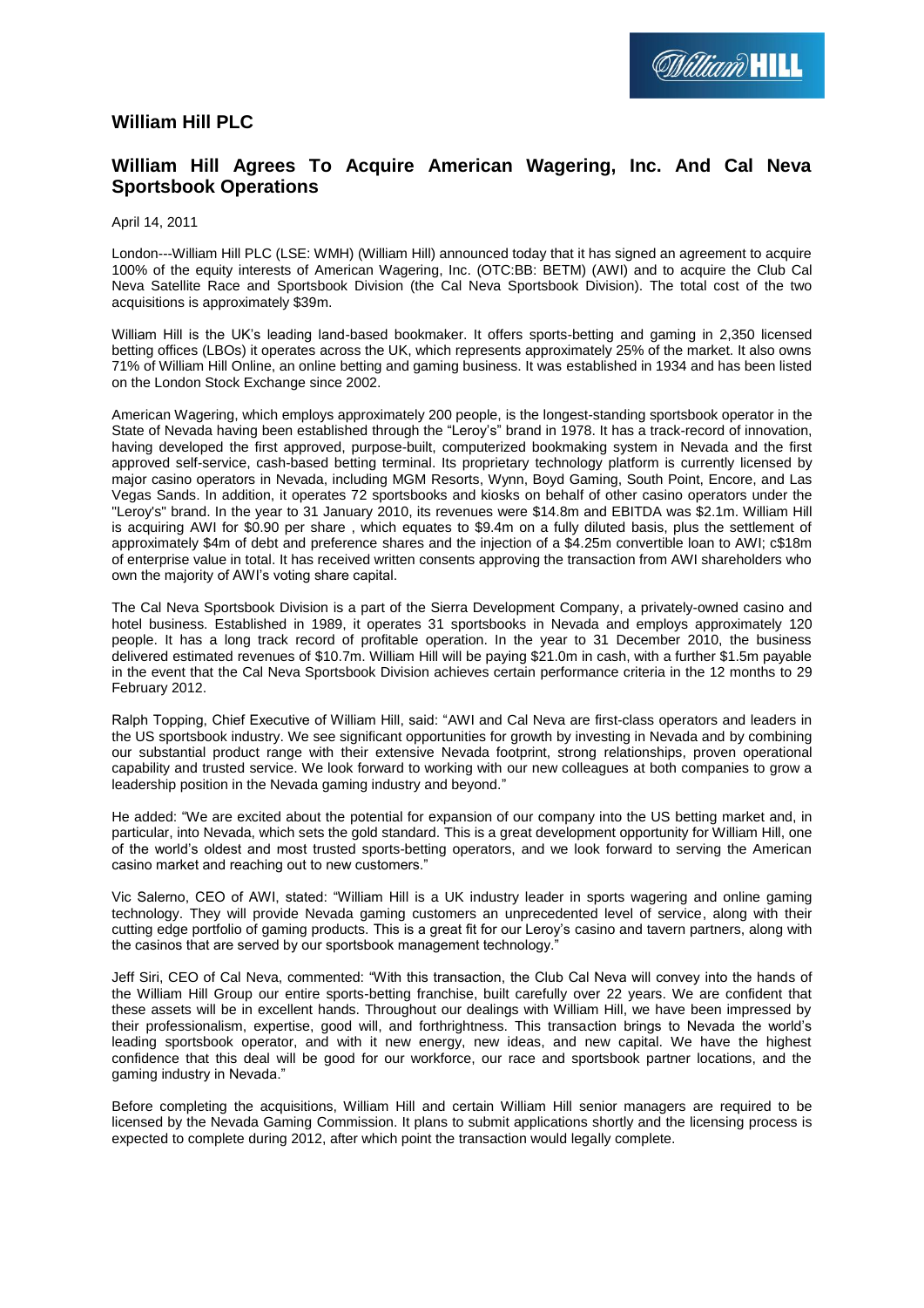## William Hill PLC

## William Hill Agrees To Acquire American Wagering, Inc. And Cal Neva Sportsbook Operations

April 14, 2011

London---William Hill PLC (LSE: WMH) (William Hill) announced today that it has signed an agreement to acquire 100% of the equity interests of American Wagering, Inc. (OTC:BB: BETM) (AWI) and to acquire the Club Cal Neva Satellite Race and Sportsbook Division (the Cal Neva Sportsbook Division). The total cost of the two acquisitions is approximately $39m.

William Hill is the UK's leading land-based bookmaker. It offers sports-betting and gaming in 2,350 licensed betting offices (LBOs) it operates across the UK, which represents approximately 25% of the market. It also owns 71% of William Hill Online, an online betting and gaming business. It was established in 1934 and has been listed on the London Stock Exchange since 2002.

American Wagering, which employs approximately 200 people, is the longest-standing sportsbook operator in the State of Nevada having been established through the "Leroy's" brand in 1978. It has a track-record of innovation, having developed the first approved, purpose-built, computerized bookmaking system in Nevada and the first approved self-service, cash-based betting terminal. Its proprietary technology platform is currently licensed by major casino operators in Nevada, including MGM Resorts, Wynn, Boyd Gaming, South Point, Encore, and Las Vegas Sands. In addition, it operates 72 sportsbooks and kiosks on behalf of other casino operators under the "Leroy's" brand. In the year to 31 January 2010, its revenues were $14.8m and EBITDA was $2.1m. William Hill is acquiring AWI for $0.90 per share , which equates to $9.4m on a fully diluted basis, plus the settlement of approximately $4m of debt and preference shares and the injection of a $4.25m convertible loan to AWI; c$18m of enterprise value in total. It has received written consents approving the transaction from AWI shareholders who own the majority of AWI's voting share capital.

The Cal Neva Sportsbook Division is a part of the Sierra Development Company, a privately-owned casino and hotel business. Established in 1989, it operates 31 sportsbooks in Nevada and employs approximately 120 people. It has a long track record of profitable operation. In the year to 31 December 2010, the business delivered estimated revenues of $10.7m. William Hill will be paying $21.0m in cash, with a further $1.5m payable in the event that the Cal Neva Sportsbook Division achieves certain performance criteria in the 12 months to 29 February 2012.

Ralph Topping, Chief Executive of William Hill, said: "AWI and Cal Neva are first-class operators and leaders in the US sportsbook industry. We see significant opportunities for growth by investing in Nevada and by combining our substantial product range with their extensive Nevada footprint, strong relationships, proven operational capability and trusted service. We look forward to working with our new colleagues at both companies to grow a leadership position in the Nevada gaming industry and beyond."

He added: "We are excited about the potential for expansion of our company into the US betting market and, in particular, into Nevada, which sets the gold standard. This is a great development opportunity for William Hill, one of the world's oldest and most trusted sports-betting operators, and we look forward to serving the American casino market and reaching out to new customers."

Vic Salerno, CEO of AWI, stated: "William Hill is a UK industry leader in sports wagering and online gaming technology. They will provide Nevada gaming customers an unprecedented level of service, along with their cutting edge portfolio of gaming products. This is a great fit for our Leroy's casino and tavern partners, along with the casinos that are served by our sportsbook management technology."

Jeff Siri, CEO of Cal Neva, commented: "With this transaction, the Club Cal Neva will convey into the hands of the William Hill Group our entire sports-betting franchise, built carefully over 22 years. We are confident that these assets will be in excellent hands. Throughout our dealings with William Hill, we have been impressed by their professionalism, expertise, good will, and forthrightness. This transaction brings to Nevada the world's leading sportsbook operator, and with it new energy, new ideas, and new capital. We have the highest confidence that this deal will be good for our workforce, our race and sportsbook partner locations, and the gaming industry in Nevada."

Before completing the acquisitions, William Hill and certain William Hill senior managers are required to be licensed by the Nevada Gaming Commission. It plans to submit applications shortly and the licensing process is expected to complete during 2012, after which point the transaction would legally complete.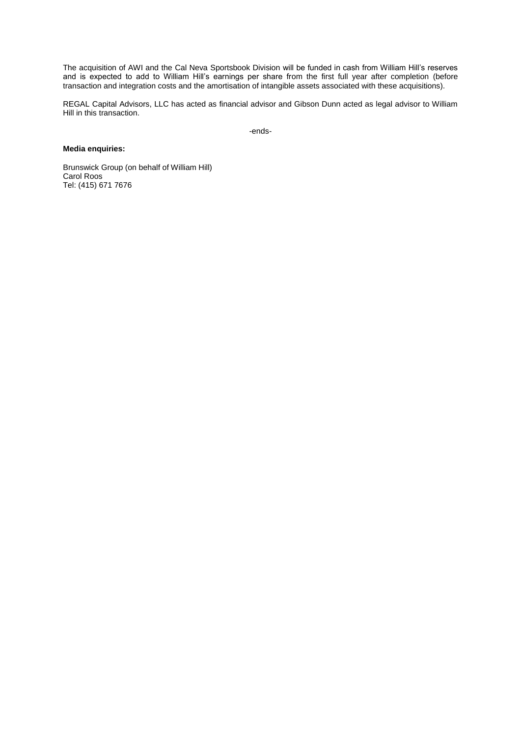The acquisition of AWI and the Cal Neva Sportsbook Division will be funded in cash from William Hill's reserves and is expected to add to William Hill's earnings per share from the first full year after completion (before transaction and integration costs and the amortisation of intangible assets associated with these acquisitions).

REGAL Capital Advisors, LLC has acted as financial advisor and Gibson Dunn acted as legal advisor to William Hill in this transaction.

-ends-

**Media enquiries:**

Brunswick Group (on behalf of William Hill)
Carol Roos
Tel: (415) 671 7676